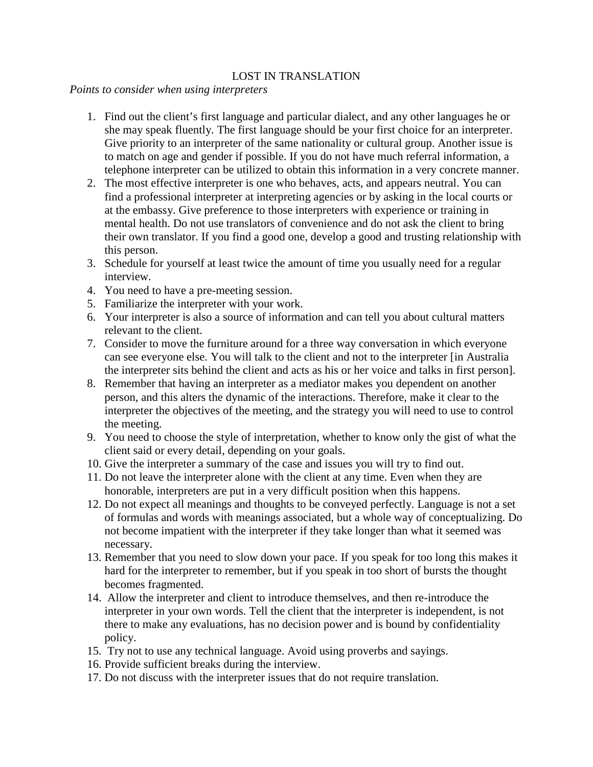# LOST IN TRANSLATION

*Points to consider when using interpreters*

1. Find out the client's first language and particular dialect, and any other languages he or she may speak fluently. The first language should be your first choice for an interpreter. Give priority to an interpreter of the same nationality or cultural group. Another issue is to match on age and gender if possible. If you do not have much referral information, a telephone interpreter can be utilized to obtain this information in a very concrete manner.
2. The most effective interpreter is one who behaves, acts, and appears neutral. You can find a professional interpreter at interpreting agencies or by asking in the local courts or at the embassy. Give preference to those interpreters with experience or training in mental health. Do not use translators of convenience and do not ask the client to bring their own translator. If you find a good one, develop a good and trusting relationship with this person.
3. Schedule for yourself at least twice the amount of time you usually need for a regular interview.
4. You need to have a pre-meeting session.
5. Familiarize the interpreter with your work.
6. Your interpreter is also a source of information and can tell you about cultural matters relevant to the client.
7. Consider to move the furniture around for a three way conversation in which everyone can see everyone else. You will talk to the client and not to the interpreter [in Australia the interpreter sits behind the client and acts as his or her voice and talks in first person].
8. Remember that having an interpreter as a mediator makes you dependent on another person, and this alters the dynamic of the interactions. Therefore, make it clear to the interpreter the objectives of the meeting, and the strategy you will need to use to control the meeting.
9. You need to choose the style of interpretation, whether to know only the gist of what the client said or every detail, depending on your goals.
10. Give the interpreter a summary of the case and issues you will try to find out.
11. Do not leave the interpreter alone with the client at any time. Even when they are honorable, interpreters are put in a very difficult position when this happens.
12. Do not expect all meanings and thoughts to be conveyed perfectly. Language is not a set of formulas and words with meanings associated, but a whole way of conceptualizing. Do not become impatient with the interpreter if they take longer than what it seemed was necessary.
13. Remember that you need to slow down your pace. If you speak for too long this makes it hard for the interpreter to remember, but if you speak in too short of bursts the thought becomes fragmented.
14. Allow the interpreter and client to introduce themselves, and then re-introduce the interpreter in your own words. Tell the client that the interpreter is independent, is not there to make any evaluations, has no decision power and is bound by confidentiality policy.
15. Try not to use any technical language. Avoid using proverbs and sayings.
16. Provide sufficient breaks during the interview.
17. Do not discuss with the interpreter issues that do not require translation.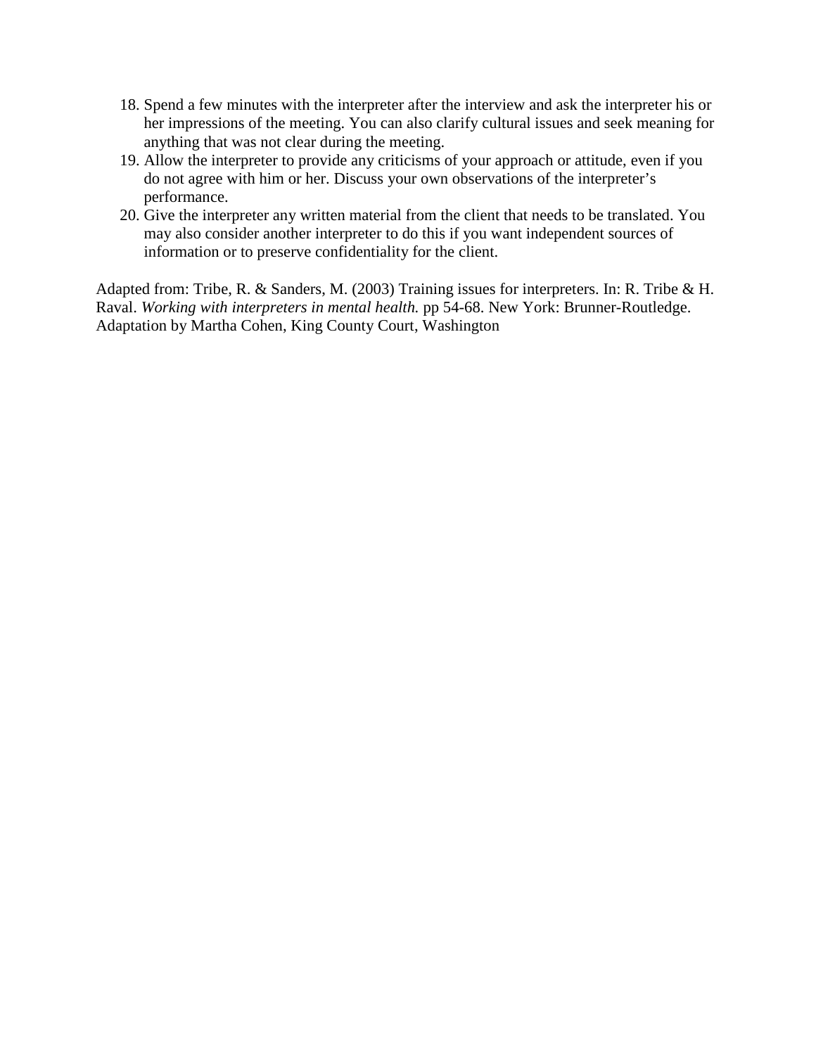18. Spend a few minutes with the interpreter after the interview and ask the interpreter his or her impressions of the meeting. You can also clarify cultural issues and seek meaning for anything that was not clear during the meeting.
19. Allow the interpreter to provide any criticisms of your approach or attitude, even if you do not agree with him or her. Discuss your own observations of the interpreter's performance.
20. Give the interpreter any written material from the client that needs to be translated. You may also consider another interpreter to do this if you want independent sources of information or to preserve confidentiality for the client.

Adapted from: Tribe, R. & Sanders, M. (2003) Training issues for interpreters. In: R. Tribe & H. Raval. *Working with interpreters in mental health.* pp 54-68. New York: Brunner-Routledge. Adaptation by Martha Cohen, King County Court, Washington